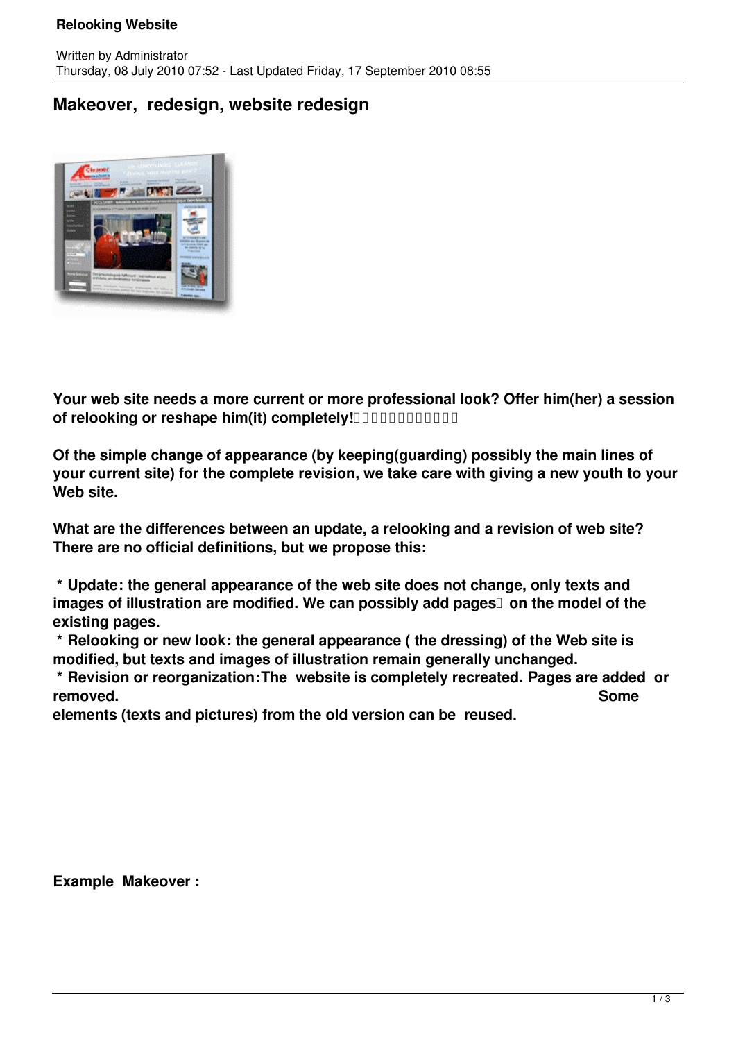# Makeover, redesign, website redesign

**Your web site needs a more current or more professional look? Offer him(her) a session of relooking or reshape him(it) completely!**

**Of the simple change of appearance (by keeping(guarding) possibly the main lines of your current site) for the complete revision, we take care with giving a new youth to your Web site.**

**What are the differences between an update, a relooking and a revision of web site? There are no official definitions, but we propose this:**

- **Update: the general appearance of the web site does not change, only texts and images of illustration are modified. We can possibly add pages on the model of the existing pages.**
- **Relooking or new look: the general appearance ( the dressing) of the Web site is modified, but texts and images of illustration remain generally unchanged.**
- **Revision or reorganization:The website is completely recreated. Pages are added or removed. Some elements (texts and pictures) from the old version can be reused.**

**Example Makeover :**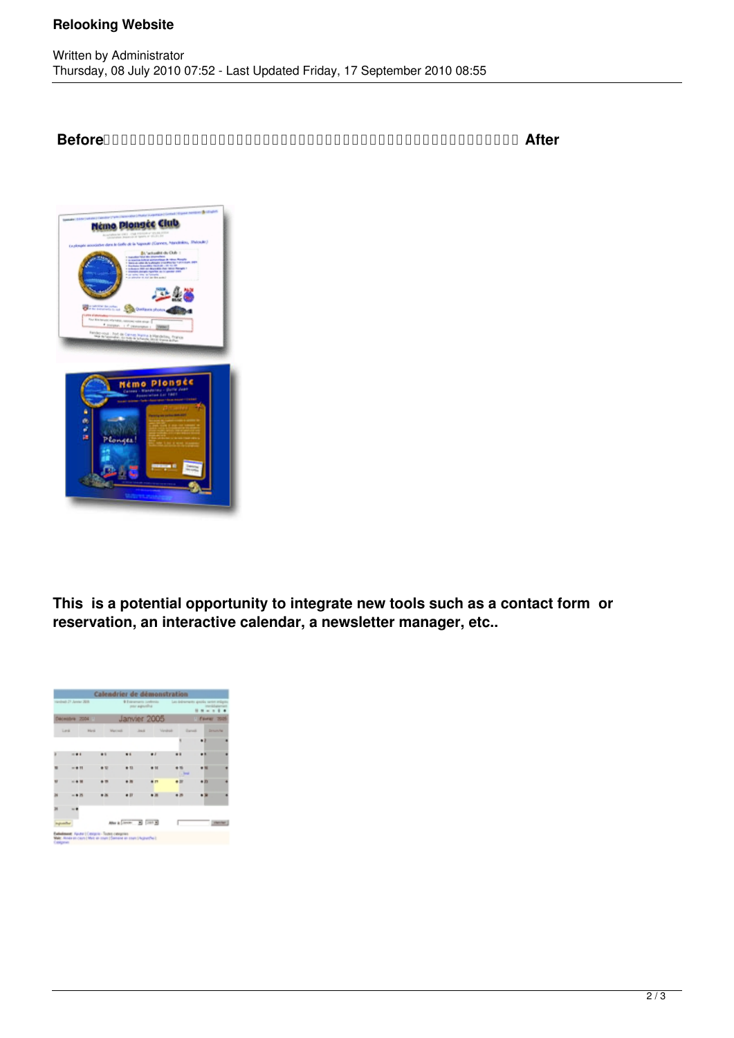**Before** **After**

**This is a potential opportunity to integrate new tools such as a contact form or reservation, an interactive calendar, a newsletter manager, etc..**